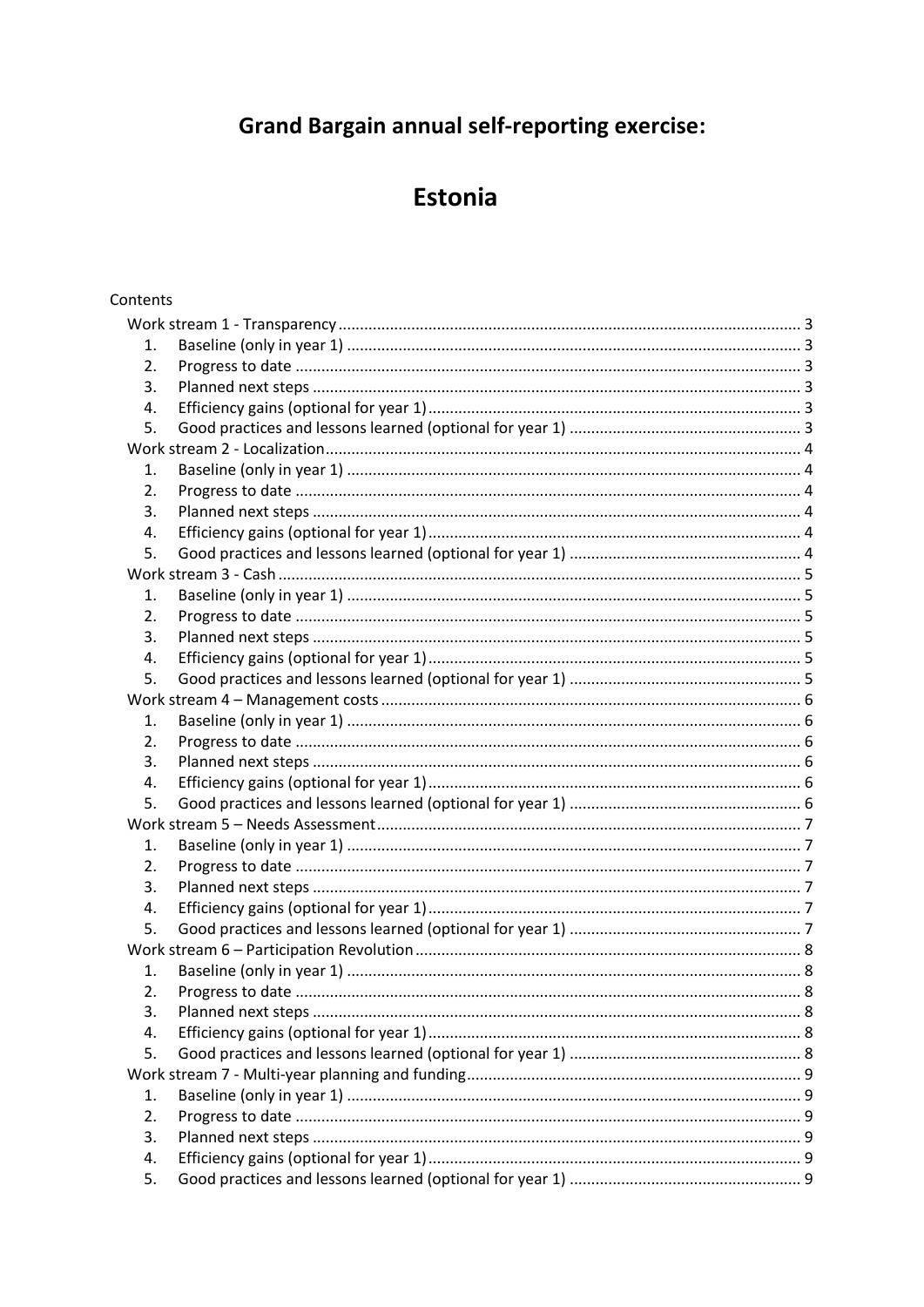# Grand Bargain annual self-reporting exercise:

# Estonia

Contents

- Work stream 1 - Transparency ... 3
  1. Baseline (only in year 1) ... 3
  2. Progress to date ... 3
  3. Planned next steps ... 3
  4. Efficiency gains (optional for year 1) ... 3
  5. Good practices and lessons learned (optional for year 1) ... 3
- Work stream 2 - Localization ... 4
  1. Baseline (only in year 1) ... 4
  2. Progress to date ... 4
  3. Planned next steps ... 4
  4. Efficiency gains (optional for year 1) ... 4
  5. Good practices and lessons learned (optional for year 1) ... 4
- Work stream 3 - Cash ... 5
  1. Baseline (only in year 1) ... 5
  2. Progress to date ... 5
  3. Planned next steps ... 5
  4. Efficiency gains (optional for year 1) ... 5
  5. Good practices and lessons learned (optional for year 1) ... 5
- Work stream 4 – Management costs ... 6
  1. Baseline (only in year 1) ... 6
  2. Progress to date ... 6
  3. Planned next steps ... 6
  4. Efficiency gains (optional for year 1) ... 6
  5. Good practices and lessons learned (optional for year 1) ... 6
- Work stream 5 – Needs Assessment ... 7
  1. Baseline (only in year 1) ... 7
  2. Progress to date ... 7
  3. Planned next steps ... 7
  4. Efficiency gains (optional for year 1) ... 7
  5. Good practices and lessons learned (optional for year 1) ... 7
- Work stream 6 – Participation Revolution ... 8
  1. Baseline (only in year 1) ... 8
  2. Progress to date ... 8
  3. Planned next steps ... 8
  4. Efficiency gains (optional for year 1) ... 8
  5. Good practices and lessons learned (optional for year 1) ... 8
- Work stream 7 - Multi-year planning and funding ... 9
  1. Baseline (only in year 1) ... 9
  2. Progress to date ... 9
  3. Planned next steps ... 9
  4. Efficiency gains (optional for year 1) ... 9
  5. Good practices and lessons learned (optional for year 1) ... 9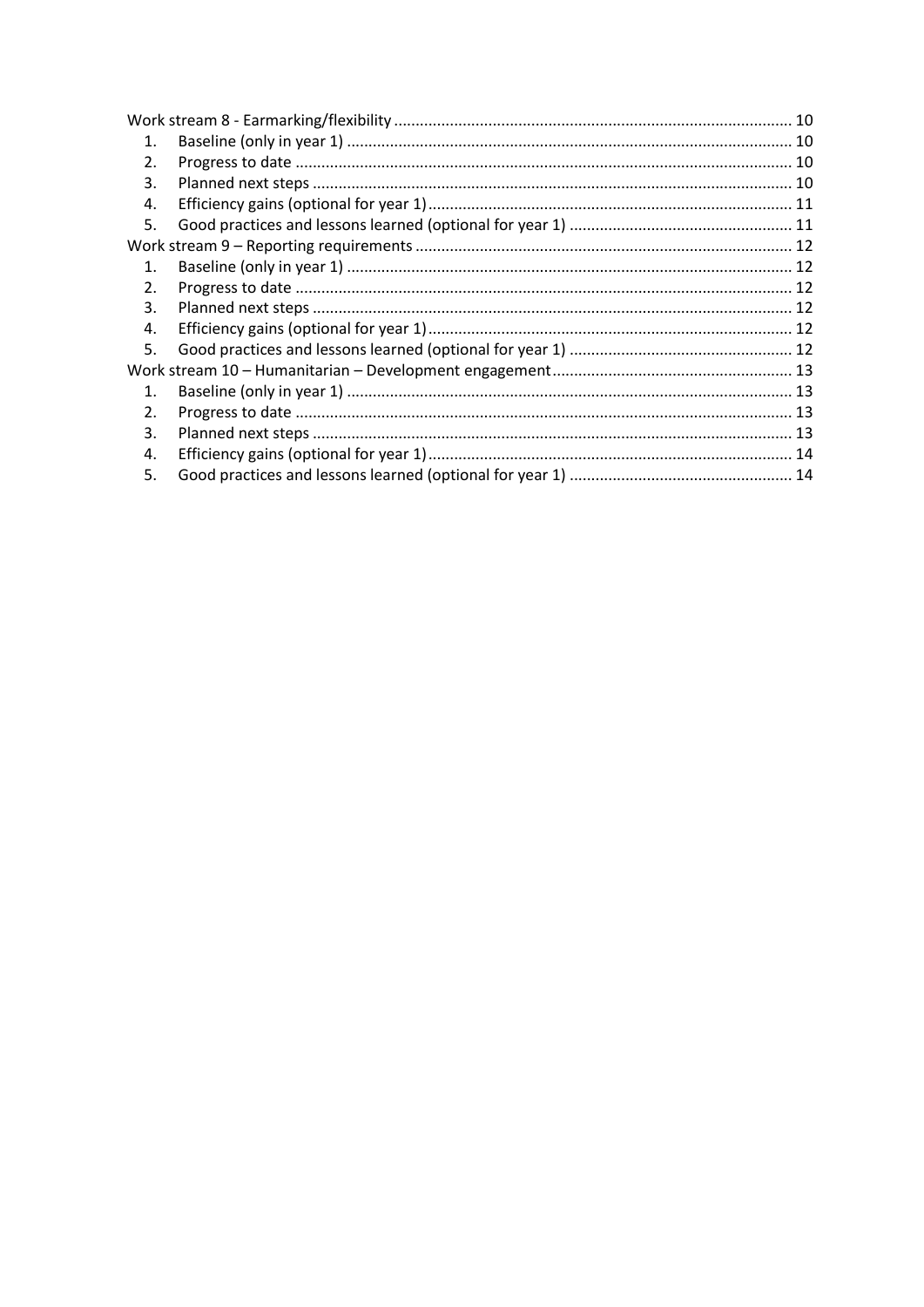Work stream 8 - Earmarking/flexibility ........................................................................................ 10
1. Baseline (only in year 1) ........................................................................................ 10
2. Progress to date ........................................................................................ 10
3. Planned next steps ........................................................................................ 10
4. Efficiency gains (optional for year 1) ........................................................................................ 11
5. Good practices and lessons learned (optional for year 1) ........................................................................................ 11

Work stream 9 – Reporting requirements ........................................................................................ 12
1. Baseline (only in year 1) ........................................................................................ 12
2. Progress to date ........................................................................................ 12
3. Planned next steps ........................................................................................ 12
4. Efficiency gains (optional for year 1) ........................................................................................ 12
5. Good practices and lessons learned (optional for year 1) ........................................................................................ 12

Work stream 10 – Humanitarian – Development engagement ........................................................................................ 13
1. Baseline (only in year 1) ........................................................................................ 13
2. Progress to date ........................................................................................ 13
3. Planned next steps ........................................................................................ 13
4. Efficiency gains (optional for year 1) ........................................................................................ 14
5. Good practices and lessons learned (optional for year 1) ........................................................................................ 14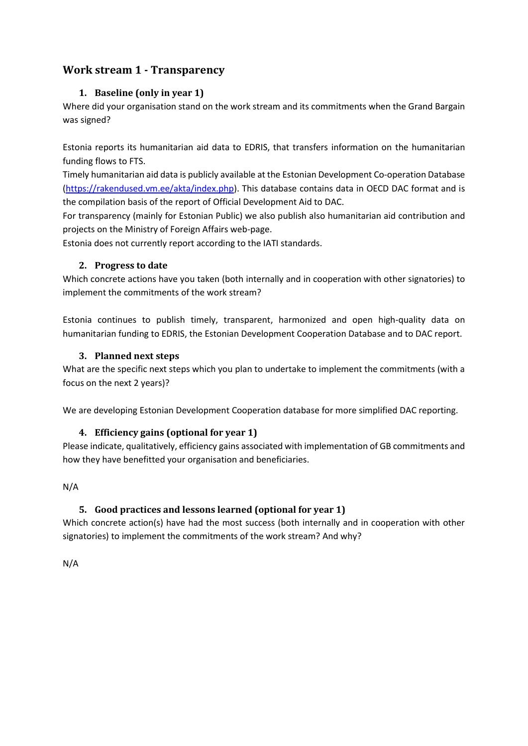## Work stream 1 - Transparency

### 1. Baseline (only in year 1)

Where did your organisation stand on the work stream and its commitments when the Grand Bargain was signed?

Estonia reports its humanitarian aid data to EDRIS, that transfers information on the humanitarian funding flows to FTS.
Timely humanitarian aid data is publicly available at the Estonian Development Co-operation Database ([https://rakendused.vm.ee/akta/index.php](https://rakendused.vm.ee/akta/index.php)). This database contains data in OECD DAC format and is the compilation basis of the report of Official Development Aid to DAC.
For transparency (mainly for Estonian Public) we also publish also humanitarian aid contribution and projects on the Ministry of Foreign Affairs web-page.
Estonia does not currently report according to the IATI standards.

### 2. Progress to date

Which concrete actions have you taken (both internally and in cooperation with other signatories) to implement the commitments of the work stream?

Estonia continues to publish timely, transparent, harmonized and open high-quality data on humanitarian funding to EDRIS, the Estonian Development Cooperation Database and to DAC report.

### 3. Planned next steps

What are the specific next steps which you plan to undertake to implement the commitments (with a focus on the next 2 years)?

We are developing Estonian Development Cooperation database for more simplified DAC reporting.

### 4. Efficiency gains (optional for year 1)

Please indicate, qualitatively, efficiency gains associated with implementation of GB commitments and how they have benefitted your organisation and beneficiaries.

N/A

### 5. Good practices and lessons learned (optional for year 1)

Which concrete action(s) have had the most success (both internally and in cooperation with other signatories) to implement the commitments of the work stream? And why?

N/A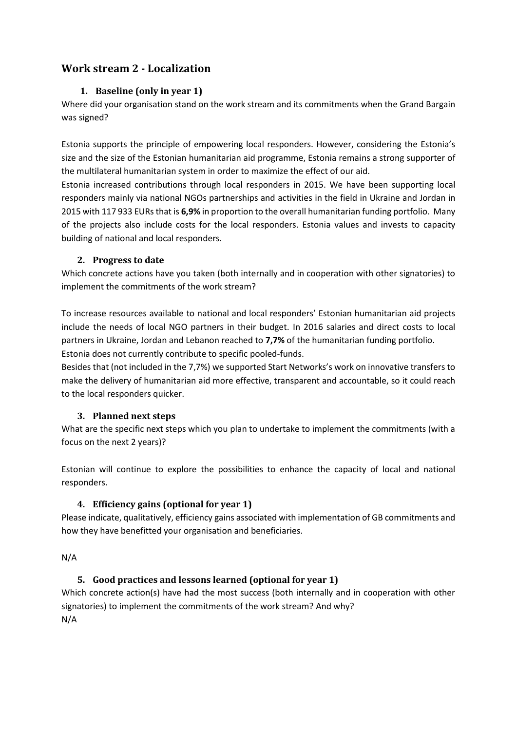## Work stream 2 - Localization

### 1. Baseline (only in year 1)

Where did your organisation stand on the work stream and its commitments when the Grand Bargain was signed?

Estonia supports the principle of empowering local responders. However, considering the Estonia's size and the size of the Estonian humanitarian aid programme, Estonia remains a strong supporter of the multilateral humanitarian system in order to maximize the effect of our aid.

Estonia increased contributions through local responders in 2015. We have been supporting local responders mainly via national NGOs partnerships and activities in the field in Ukraine and Jordan in 2015 with 117 933 EURs that is **6,9%** in proportion to the overall humanitarian funding portfolio. Many of the projects also include costs for the local responders. Estonia values and invests to capacity building of national and local responders.

### 2. Progress to date

Which concrete actions have you taken (both internally and in cooperation with other signatories) to implement the commitments of the work stream?

To increase resources available to national and local responders' Estonian humanitarian aid projects include the needs of local NGO partners in their budget. In 2016 salaries and direct costs to local partners in Ukraine, Jordan and Lebanon reached to **7,7%** of the humanitarian funding portfolio.
Estonia does not currently contribute to specific pooled-funds.

Besides that (not included in the 7,7%) we supported Start Networks's work on innovative transfers to make the delivery of humanitarian aid more effective, transparent and accountable, so it could reach to the local responders quicker.

### 3. Planned next steps

What are the specific next steps which you plan to undertake to implement the commitments (with a focus on the next 2 years)?

Estonian will continue to explore the possibilities to enhance the capacity of local and national responders.

### 4. Efficiency gains (optional for year 1)

Please indicate, qualitatively, efficiency gains associated with implementation of GB commitments and how they have benefitted your organisation and beneficiaries.

N/A

### 5. Good practices and lessons learned (optional for year 1)

Which concrete action(s) have had the most success (both internally and in cooperation with other signatories) to implement the commitments of the work stream? And why?
N/A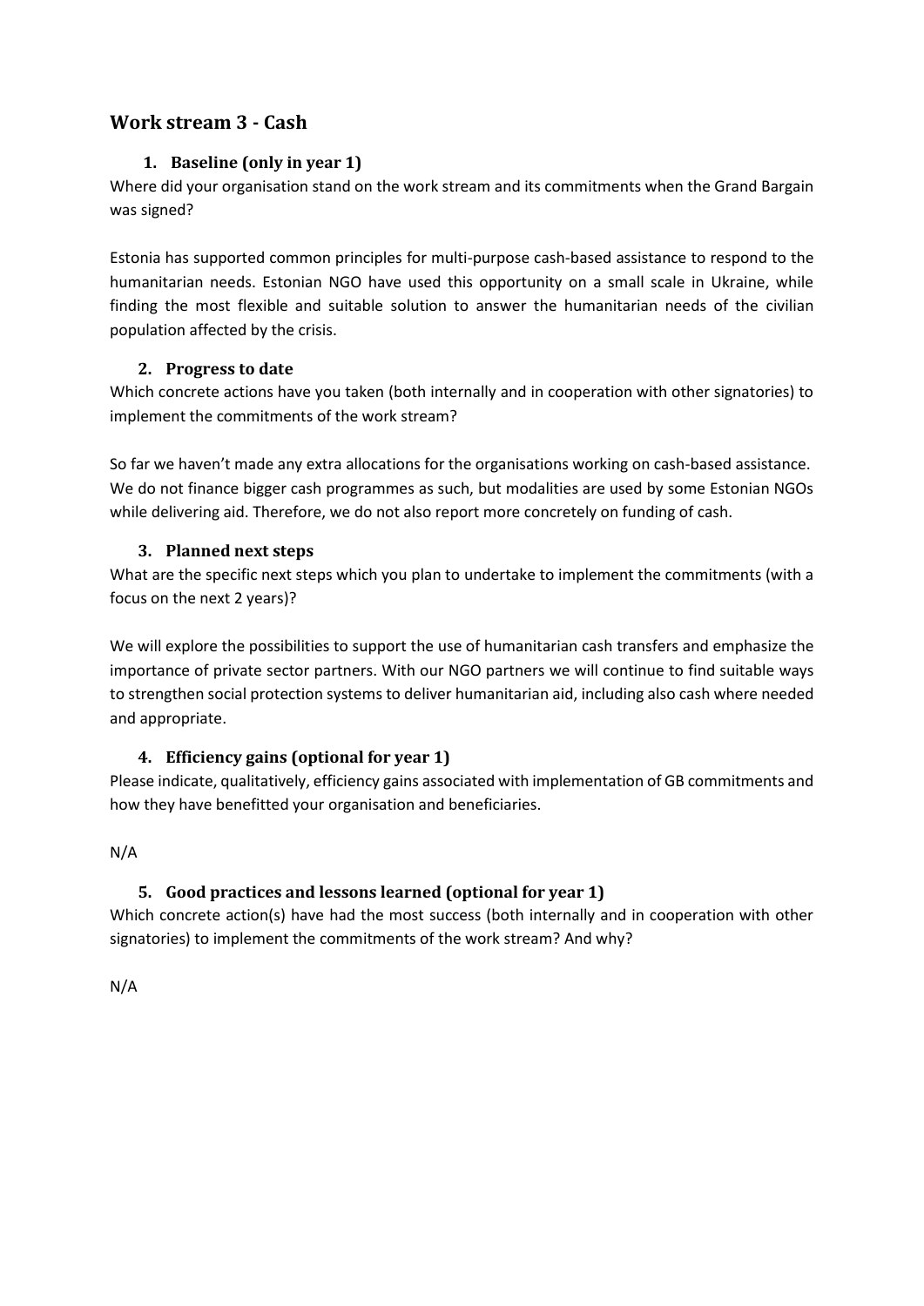## Work stream 3 - Cash

### 1. Baseline (only in year 1)

Where did your organisation stand on the work stream and its commitments when the Grand Bargain was signed?

Estonia has supported common principles for multi-purpose cash-based assistance to respond to the humanitarian needs. Estonian NGO have used this opportunity on a small scale in Ukraine, while finding the most flexible and suitable solution to answer the humanitarian needs of the civilian population affected by the crisis.

### 2. Progress to date

Which concrete actions have you taken (both internally and in cooperation with other signatories) to implement the commitments of the work stream?

So far we haven't made any extra allocations for the organisations working on cash-based assistance. We do not finance bigger cash programmes as such, but modalities are used by some Estonian NGOs while delivering aid. Therefore, we do not also report more concretely on funding of cash.

### 3. Planned next steps

What are the specific next steps which you plan to undertake to implement the commitments (with a focus on the next 2 years)?

We will explore the possibilities to support the use of humanitarian cash transfers and emphasize the importance of private sector partners. With our NGO partners we will continue to find suitable ways to strengthen social protection systems to deliver humanitarian aid, including also cash where needed and appropriate.

### 4. Efficiency gains (optional for year 1)

Please indicate, qualitatively, efficiency gains associated with implementation of GB commitments and how they have benefitted your organisation and beneficiaries.

N/A

### 5. Good practices and lessons learned (optional for year 1)

Which concrete action(s) have had the most success (both internally and in cooperation with other signatories) to implement the commitments of the work stream? And why?

N/A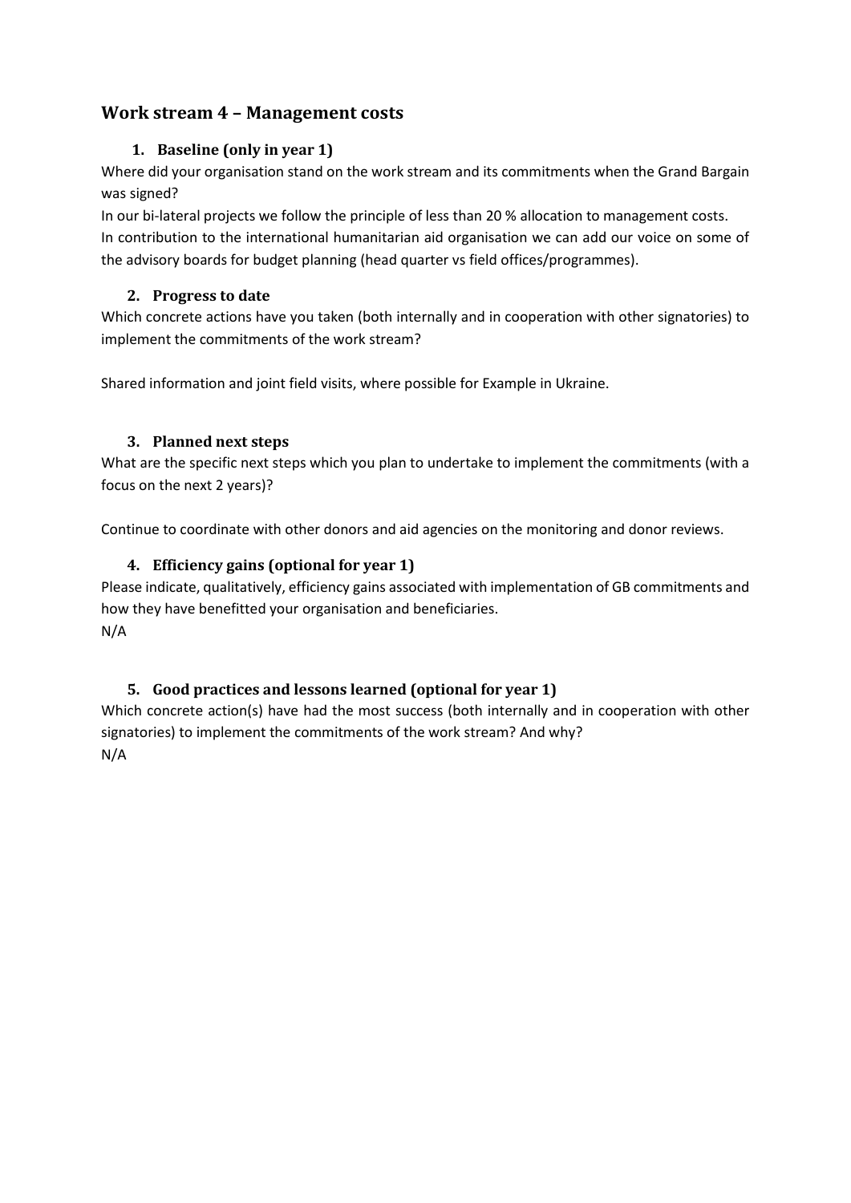## Work stream 4 – Management costs

### 1. Baseline (only in year 1)

Where did your organisation stand on the work stream and its commitments when the Grand Bargain was signed?

In our bi-lateral projects we follow the principle of less than 20 % allocation to management costs.

In contribution to the international humanitarian aid organisation we can add our voice on some of the advisory boards for budget planning (head quarter vs field offices/programmes).

### 2. Progress to date

Which concrete actions have you taken (both internally and in cooperation with other signatories) to implement the commitments of the work stream?

Shared information and joint field visits, where possible for Example in Ukraine.

### 3. Planned next steps

What are the specific next steps which you plan to undertake to implement the commitments (with a focus on the next 2 years)?

Continue to coordinate with other donors and aid agencies on the monitoring and donor reviews.

### 4. Efficiency gains (optional for year 1)

Please indicate, qualitatively, efficiency gains associated with implementation of GB commitments and how they have benefitted your organisation and beneficiaries.

N/A

### 5. Good practices and lessons learned (optional for year 1)

Which concrete action(s) have had the most success (both internally and in cooperation with other signatories) to implement the commitments of the work stream? And why?

N/A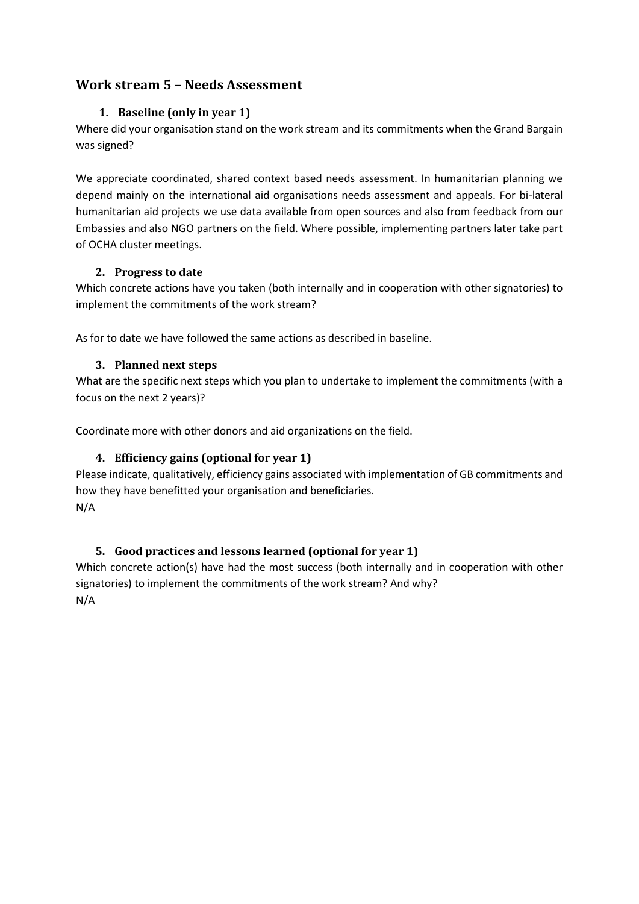## Work stream 5 – Needs Assessment

### 1. Baseline (only in year 1)

Where did your organisation stand on the work stream and its commitments when the Grand Bargain was signed?

We appreciate coordinated, shared context based needs assessment. In humanitarian planning we depend mainly on the international aid organisations needs assessment and appeals. For bi-lateral humanitarian aid projects we use data available from open sources and also from feedback from our Embassies and also NGO partners on the field. Where possible, implementing partners later take part of OCHA cluster meetings.

### 2. Progress to date

Which concrete actions have you taken (both internally and in cooperation with other signatories) to implement the commitments of the work stream?

As for to date we have followed the same actions as described in baseline.

### 3. Planned next steps

What are the specific next steps which you plan to undertake to implement the commitments (with a focus on the next 2 years)?

Coordinate more with other donors and aid organizations on the field.

### 4. Efficiency gains (optional for year 1)

Please indicate, qualitatively, efficiency gains associated with implementation of GB commitments and how they have benefitted your organisation and beneficiaries.

N/A

### 5. Good practices and lessons learned (optional for year 1)

Which concrete action(s) have had the most success (both internally and in cooperation with other signatories) to implement the commitments of the work stream? And why?

N/A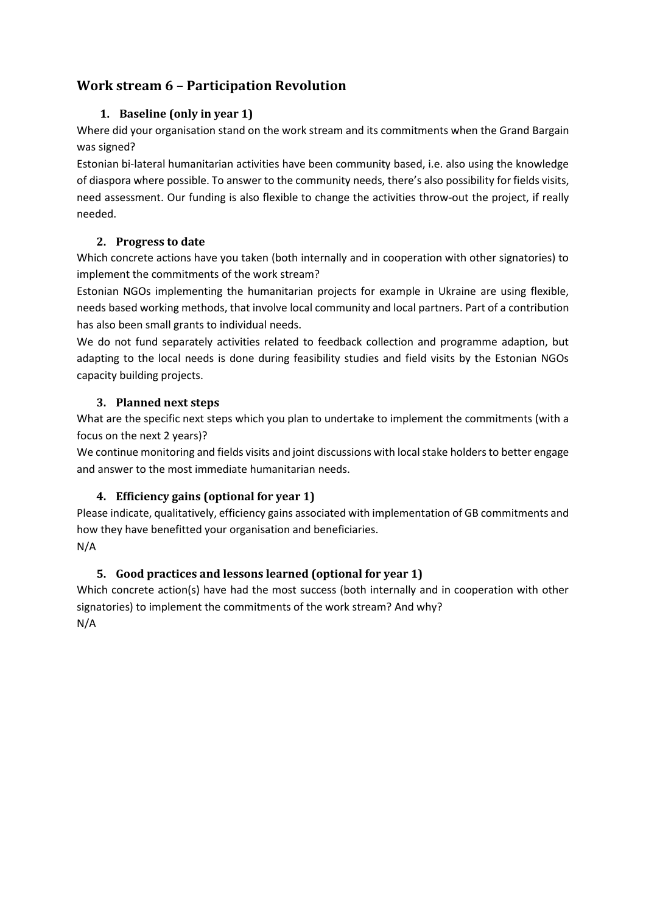## Work stream 6 – Participation Revolution

### 1. Baseline (only in year 1)

Where did your organisation stand on the work stream and its commitments when the Grand Bargain was signed?

Estonian bi-lateral humanitarian activities have been community based, i.e. also using the knowledge of diaspora where possible. To answer to the community needs, there's also possibility for fields visits, need assessment. Our funding is also flexible to change the activities throw-out the project, if really needed.

### 2. Progress to date

Which concrete actions have you taken (both internally and in cooperation with other signatories) to implement the commitments of the work stream?

Estonian NGOs implementing the humanitarian projects for example in Ukraine are using flexible, needs based working methods, that involve local community and local partners. Part of a contribution has also been small grants to individual needs.

We do not fund separately activities related to feedback collection and programme adaption, but adapting to the local needs is done during feasibility studies and field visits by the Estonian NGOs capacity building projects.

### 3. Planned next steps

What are the specific next steps which you plan to undertake to implement the commitments (with a focus on the next 2 years)?

We continue monitoring and fields visits and joint discussions with local stake holders to better engage and answer to the most immediate humanitarian needs.

### 4. Efficiency gains (optional for year 1)

Please indicate, qualitatively, efficiency gains associated with implementation of GB commitments and how they have benefitted your organisation and beneficiaries.

N/A

### 5. Good practices and lessons learned (optional for year 1)

Which concrete action(s) have had the most success (both internally and in cooperation with other signatories) to implement the commitments of the work stream? And why?

N/A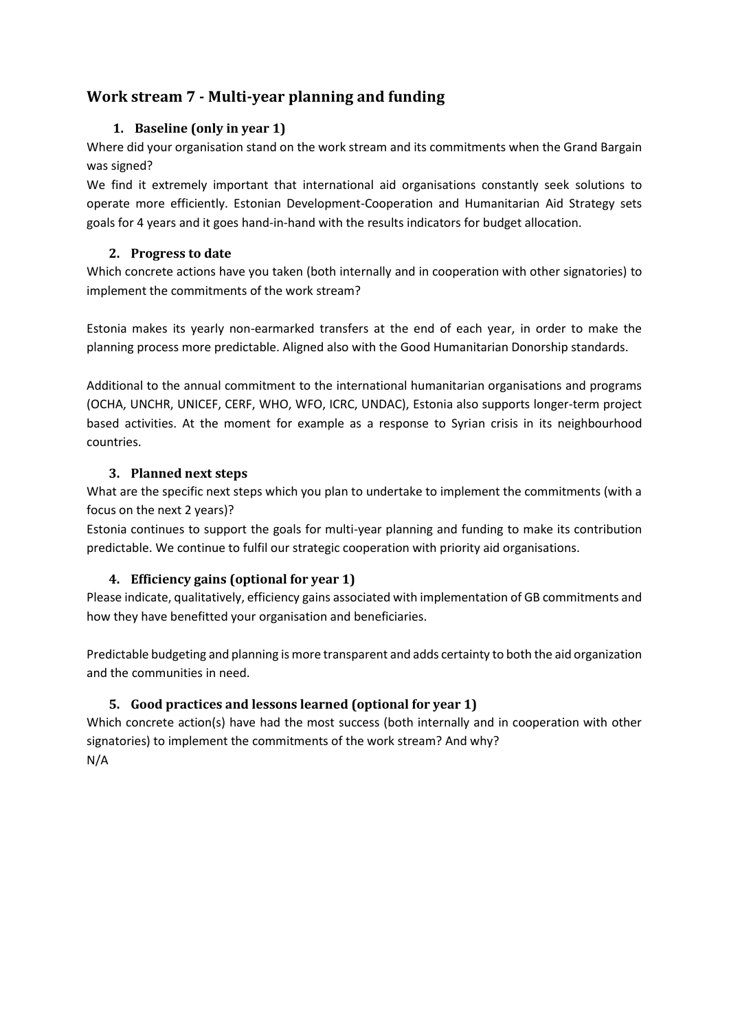## Work stream 7 - Multi-year planning and funding

### 1. Baseline (only in year 1)

Where did your organisation stand on the work stream and its commitments when the Grand Bargain was signed?

We find it extremely important that international aid organisations constantly seek solutions to operate more efficiently. Estonian Development-Cooperation and Humanitarian Aid Strategy sets goals for 4 years and it goes hand-in-hand with the results indicators for budget allocation.

### 2. Progress to date

Which concrete actions have you taken (both internally and in cooperation with other signatories) to implement the commitments of the work stream?

Estonia makes its yearly non-earmarked transfers at the end of each year, in order to make the planning process more predictable. Aligned also with the Good Humanitarian Donorship standards.

Additional to the annual commitment to the international humanitarian organisations and programs (OCHA, UNCHR, UNICEF, CERF, WHO, WFO, ICRC, UNDAC), Estonia also supports longer-term project based activities. At the moment for example as a response to Syrian crisis in its neighbourhood countries.

### 3. Planned next steps

What are the specific next steps which you plan to undertake to implement the commitments (with a focus on the next 2 years)?

Estonia continues to support the goals for multi-year planning and funding to make its contribution predictable. We continue to fulfil our strategic cooperation with priority aid organisations.

### 4. Efficiency gains (optional for year 1)

Please indicate, qualitatively, efficiency gains associated with implementation of GB commitments and how they have benefitted your organisation and beneficiaries.

Predictable budgeting and planning is more transparent and adds certainty to both the aid organization and the communities in need.

### 5. Good practices and lessons learned (optional for year 1)

Which concrete action(s) have had the most success (both internally and in cooperation with other signatories) to implement the commitments of the work stream? And why?

N/A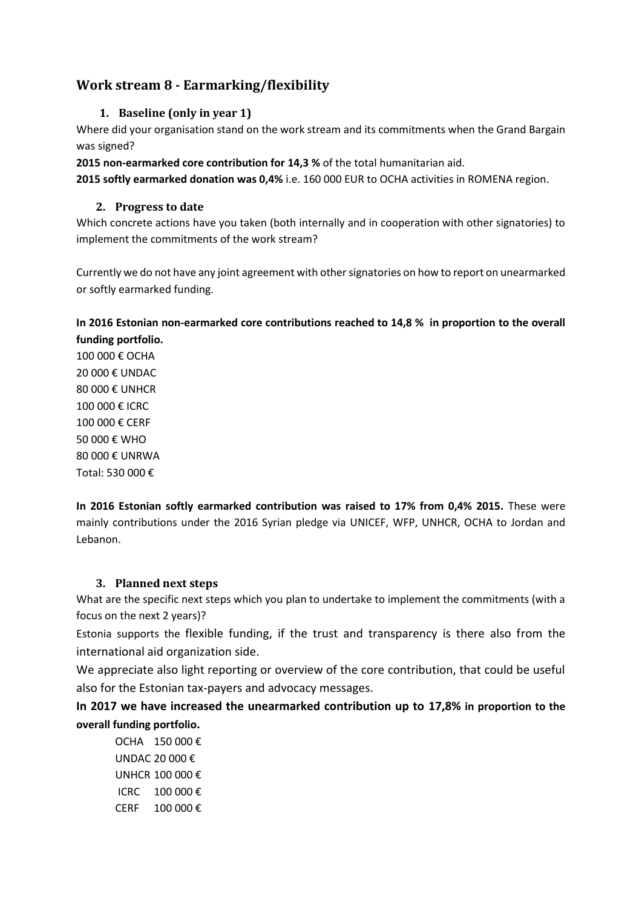## Work stream 8 - Earmarking/flexibility

### 1. Baseline (only in year 1)

Where did your organisation stand on the work stream and its commitments when the Grand Bargain was signed?

**2015 non-earmarked core contribution for 14,3 %** of the total humanitarian aid.

**2015 softly earmarked donation was 0,4%** i.e. 160 000 EUR to OCHA activities in ROMENA region.

### 2. Progress to date

Which concrete actions have you taken (both internally and in cooperation with other signatories) to implement the commitments of the work stream?

Currently we do not have any joint agreement with other signatories on how to report on unearmarked or softly earmarked funding.

**In 2016 Estonian non-earmarked core contributions reached to 14,8 % in proportion to the overall funding portfolio.**

100 000 € OCHA
20 000 € UNDAC
80 000 € UNHCR
100 000 € ICRC
100 000 € CERF
50 000 € WHO
80 000 € UNRWA
Total: 530 000 €

**In 2016 Estonian softly earmarked contribution was raised to 17% from 0,4% 2015.** These were mainly contributions under the 2016 Syrian pledge via UNICEF, WFP, UNHCR, OCHA to Jordan and Lebanon.

### 3. Planned next steps

What are the specific next steps which you plan to undertake to implement the commitments (with a focus on the next 2 years)?

Estonia supports the flexible funding, if the trust and transparency is there also from the international aid organization side.

We appreciate also light reporting or overview of the core contribution, that could be useful also for the Estonian tax-payers and advocacy messages.

**In 2017 we have increased the unearmarked contribution up to 17,8% in proportion to the overall funding portfolio.**

OCHA 150 000 €
UNDAC 20 000 €
UNHCR 100 000 €
ICRC 100 000 €
CERF 100 000 €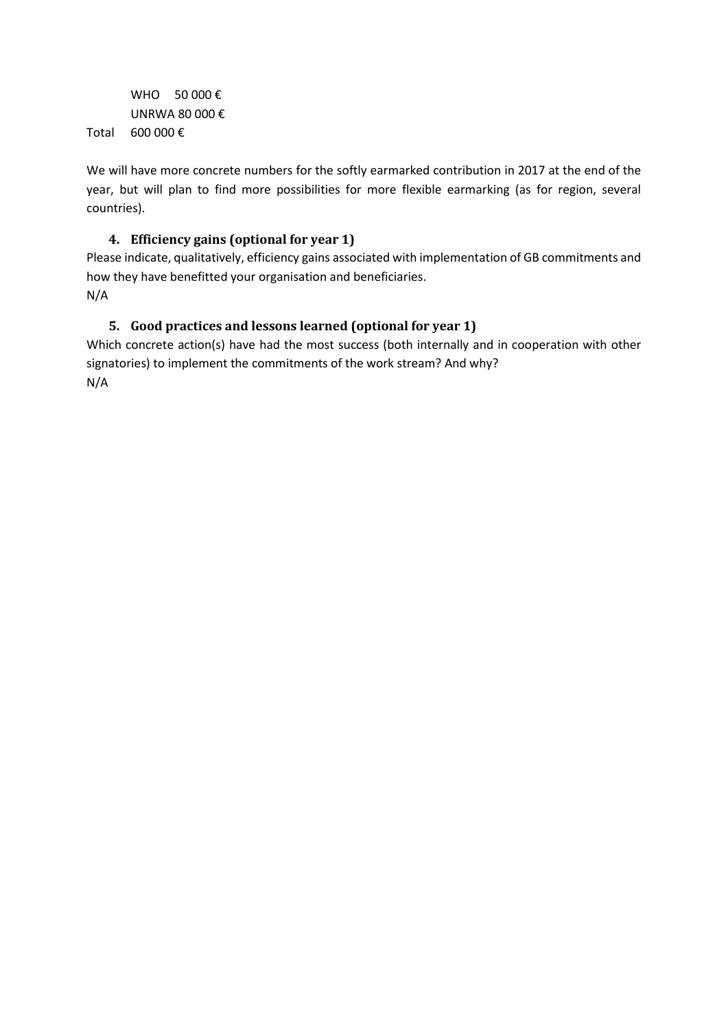WHO 50 000 €
UNRWA 80 000 €
Total 600 000 €

We will have more concrete numbers for the softly earmarked contribution in 2017 at the end of the year, but will plan to find more possibilities for more flexible earmarking (as for region, several countries).

### 4. Efficiency gains (optional for year 1)

Please indicate, qualitatively, efficiency gains associated with implementation of GB commitments and how they have benefitted your organisation and beneficiaries.
N/A

### 5. Good practices and lessons learned (optional for year 1)

Which concrete action(s) have had the most success (both internally and in cooperation with other signatories) to implement the commitments of the work stream? And why?
N/A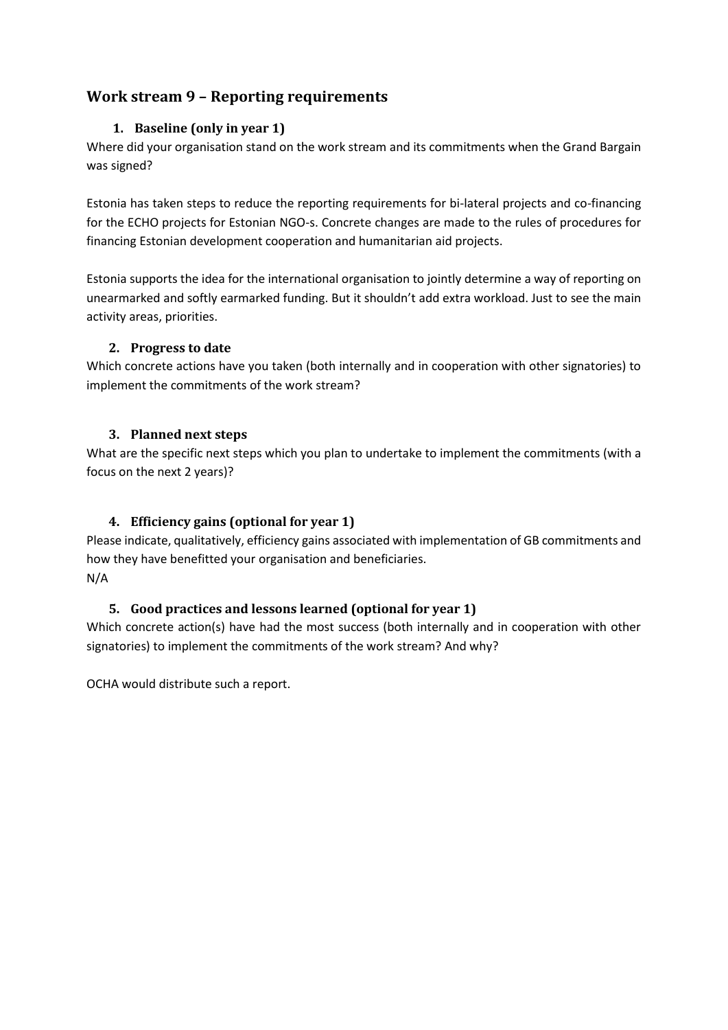## Work stream 9 – Reporting requirements

### 1. Baseline (only in year 1)

Where did your organisation stand on the work stream and its commitments when the Grand Bargain was signed?

Estonia has taken steps to reduce the reporting requirements for bi-lateral projects and co-financing for the ECHO projects for Estonian NGO-s. Concrete changes are made to the rules of procedures for financing Estonian development cooperation and humanitarian aid projects.

Estonia supports the idea for the international organisation to jointly determine a way of reporting on unearmarked and softly earmarked funding. But it shouldn't add extra workload. Just to see the main activity areas, priorities.

### 2. Progress to date

Which concrete actions have you taken (both internally and in cooperation with other signatories) to implement the commitments of the work stream?

### 3. Planned next steps

What are the specific next steps which you plan to undertake to implement the commitments (with a focus on the next 2 years)?

### 4. Efficiency gains (optional for year 1)

Please indicate, qualitatively, efficiency gains associated with implementation of GB commitments and how they have benefitted your organisation and beneficiaries.

N/A

### 5. Good practices and lessons learned (optional for year 1)

Which concrete action(s) have had the most success (both internally and in cooperation with other signatories) to implement the commitments of the work stream? And why?

OCHA would distribute such a report.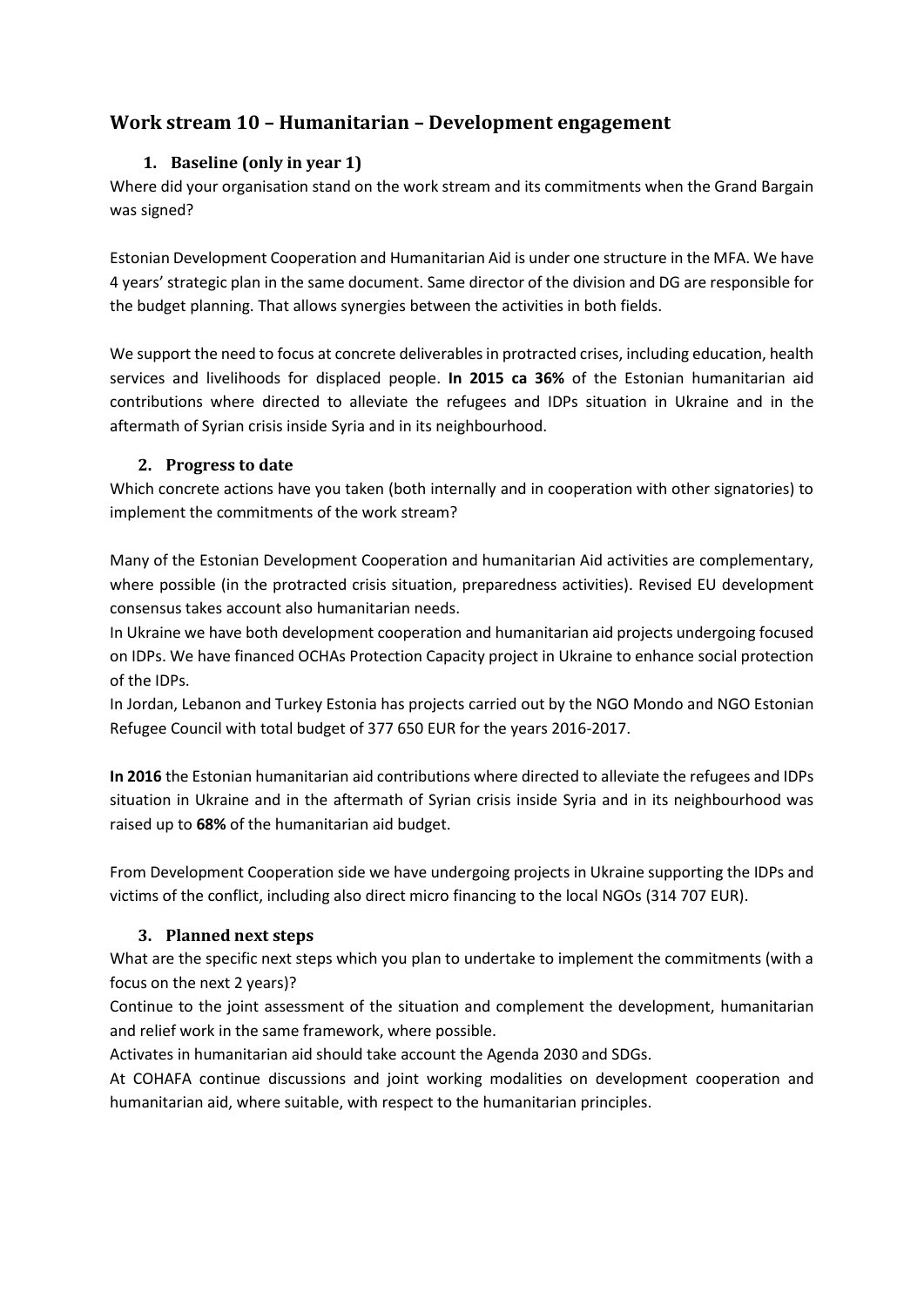## Work stream 10 – Humanitarian – Development engagement

### 1. Baseline (only in year 1)

Where did your organisation stand on the work stream and its commitments when the Grand Bargain was signed?

Estonian Development Cooperation and Humanitarian Aid is under one structure in the MFA. We have 4 years' strategic plan in the same document. Same director of the division and DG are responsible for the budget planning. That allows synergies between the activities in both fields.

We support the need to focus at concrete deliverables in protracted crises, including education, health services and livelihoods for displaced people. **In 2015 ca 36%** of the Estonian humanitarian aid contributions where directed to alleviate the refugees and IDPs situation in Ukraine and in the aftermath of Syrian crisis inside Syria and in its neighbourhood.

### 2. Progress to date

Which concrete actions have you taken (both internally and in cooperation with other signatories) to implement the commitments of the work stream?

Many of the Estonian Development Cooperation and humanitarian Aid activities are complementary, where possible (in the protracted crisis situation, preparedness activities). Revised EU development consensus takes account also humanitarian needs.

In Ukraine we have both development cooperation and humanitarian aid projects undergoing focused on IDPs. We have financed OCHAs Protection Capacity project in Ukraine to enhance social protection of the IDPs.

In Jordan, Lebanon and Turkey Estonia has projects carried out by the NGO Mondo and NGO Estonian Refugee Council with total budget of 377 650 EUR for the years 2016-2017.

**In 2016** the Estonian humanitarian aid contributions where directed to alleviate the refugees and IDPs situation in Ukraine and in the aftermath of Syrian crisis inside Syria and in its neighbourhood was raised up to **68%** of the humanitarian aid budget.

From Development Cooperation side we have undergoing projects in Ukraine supporting the IDPs and victims of the conflict, including also direct micro financing to the local NGOs (314 707 EUR).

### 3. Planned next steps

What are the specific next steps which you plan to undertake to implement the commitments (with a focus on the next 2 years)?

Continue to the joint assessment of the situation and complement the development, humanitarian and relief work in the same framework, where possible.

Activates in humanitarian aid should take account the Agenda 2030 and SDGs.

At COHAFA continue discussions and joint working modalities on development cooperation and humanitarian aid, where suitable, with respect to the humanitarian principles.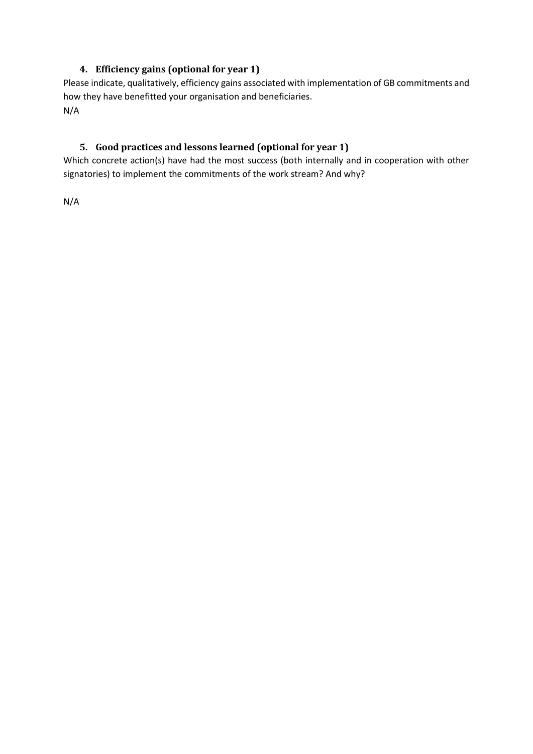### 4. Efficiency gains (optional for year 1)

Please indicate, qualitatively, efficiency gains associated with implementation of GB commitments and how they have benefitted your organisation and beneficiaries.

N/A

### 5. Good practices and lessons learned (optional for year 1)

Which concrete action(s) have had the most success (both internally and in cooperation with other signatories) to implement the commitments of the work stream? And why?

N/A